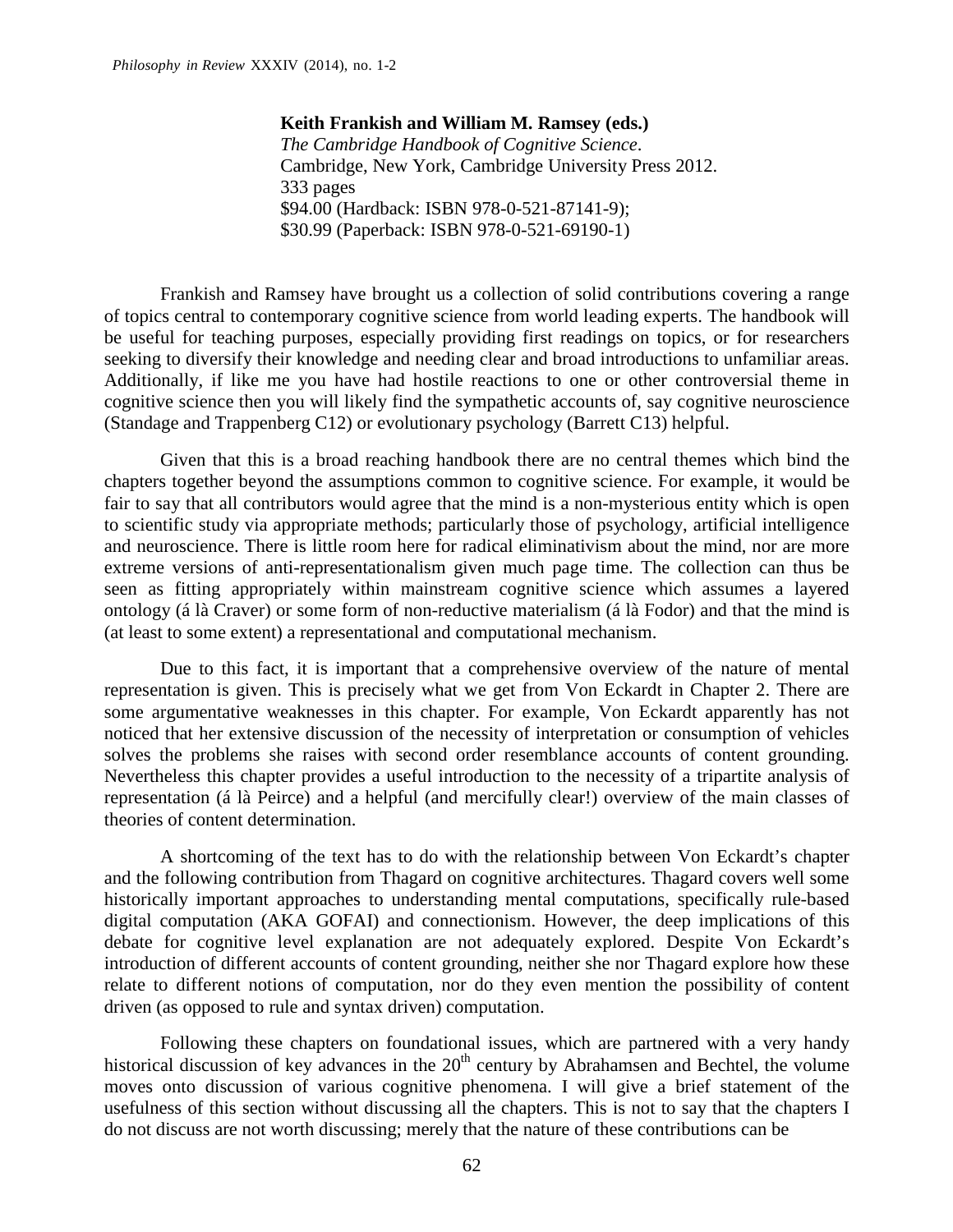**Keith Frankish and William M. Ramsey (eds.)**
*The Cambridge Handbook of Cognitive Science*.
Cambridge, New York, Cambridge University Press 2012.
333 pages
$94.00 (Hardback: ISBN 978-0-521-87141-9);
$30.99 (Paperback: ISBN 978-0-521-69190-1)

Frankish and Ramsey have brought us a collection of solid contributions covering a range of topics central to contemporary cognitive science from world leading experts. The handbook will be useful for teaching purposes, especially providing first readings on topics, or for researchers seeking to diversify their knowledge and needing clear and broad introductions to unfamiliar areas. Additionally, if like me you have had hostile reactions to one or other controversial theme in cognitive science then you will likely find the sympathetic accounts of, say cognitive neuroscience (Standage and Trappenberg C12) or evolutionary psychology (Barrett C13) helpful.

Given that this is a broad reaching handbook there are no central themes which bind the chapters together beyond the assumptions common to cognitive science. For example, it would be fair to say that all contributors would agree that the mind is a non-mysterious entity which is open to scientific study via appropriate methods; particularly those of psychology, artificial intelligence and neuroscience. There is little room here for radical eliminativism about the mind, nor are more extreme versions of anti-representationalism given much page time. The collection can thus be seen as fitting appropriately within mainstream cognitive science which assumes a layered ontology (á là Craver) or some form of non-reductive materialism (á là Fodor) and that the mind is (at least to some extent) a representational and computational mechanism.

Due to this fact, it is important that a comprehensive overview of the nature of mental representation is given. This is precisely what we get from Von Eckardt in Chapter 2. There are some argumentative weaknesses in this chapter. For example, Von Eckardt apparently has not noticed that her extensive discussion of the necessity of interpretation or consumption of vehicles solves the problems she raises with second order resemblance accounts of content grounding. Nevertheless this chapter provides a useful introduction to the necessity of a tripartite analysis of representation (á là Peirce) and a helpful (and mercifully clear!) overview of the main classes of theories of content determination.

A shortcoming of the text has to do with the relationship between Von Eckardt's chapter and the following contribution from Thagard on cognitive architectures. Thagard covers well some historically important approaches to understanding mental computations, specifically rule-based digital computation (AKA GOFAI) and connectionism. However, the deep implications of this debate for cognitive level explanation are not adequately explored. Despite Von Eckardt's introduction of different accounts of content grounding, neither she nor Thagard explore how these relate to different notions of computation, nor do they even mention the possibility of content driven (as opposed to rule and syntax driven) computation.

Following these chapters on foundational issues, which are partnered with a very handy historical discussion of key advances in the 20th century by Abrahamsen and Bechtel, the volume moves onto discussion of various cognitive phenomena. I will give a brief statement of the usefulness of this section without discussing all the chapters. This is not to say that the chapters I do not discuss are not worth discussing; merely that the nature of these contributions can be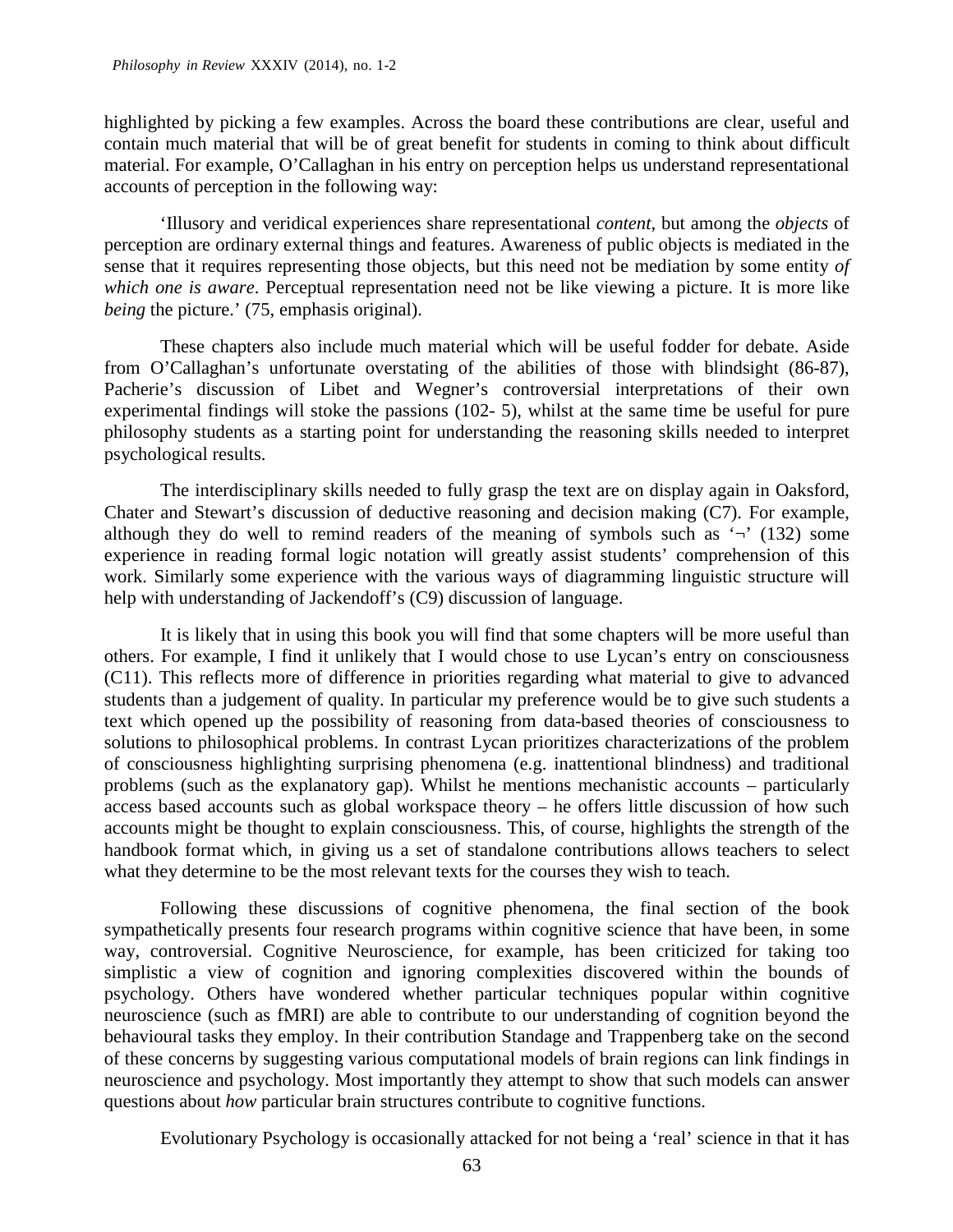highlighted by picking a few examples. Across the board these contributions are clear, useful and contain much material that will be of great benefit for students in coming to think about difficult material. For example, O'Callaghan in his entry on perception helps us understand representational accounts of perception in the following way:

'Illusory and veridical experiences share representational *content*, but among the *objects* of perception are ordinary external things and features. Awareness of public objects is mediated in the sense that it requires representing those objects, but this need not be mediation by some entity *of which one is aware*. Perceptual representation need not be like viewing a picture. It is more like *being* the picture.' (75, emphasis original).

These chapters also include much material which will be useful fodder for debate. Aside from O'Callaghan's unfortunate overstating of the abilities of those with blindsight (86-87), Pacherie's discussion of Libet and Wegner's controversial interpretations of their own experimental findings will stoke the passions (102- 5), whilst at the same time be useful for pure philosophy students as a starting point for understanding the reasoning skills needed to interpret psychological results.

The interdisciplinary skills needed to fully grasp the text are on display again in Oaksford, Chater and Stewart's discussion of deductive reasoning and decision making (C7). For example, although they do well to remind readers of the meaning of symbols such as '¬' (132) some experience in reading formal logic notation will greatly assist students' comprehension of this work. Similarly some experience with the various ways of diagramming linguistic structure will help with understanding of Jackendoff's (C9) discussion of language.

It is likely that in using this book you will find that some chapters will be more useful than others. For example, I find it unlikely that I would chose to use Lycan's entry on consciousness (C11). This reflects more of difference in priorities regarding what material to give to advanced students than a judgement of quality. In particular my preference would be to give such students a text which opened up the possibility of reasoning from data-based theories of consciousness to solutions to philosophical problems. In contrast Lycan prioritizes characterizations of the problem of consciousness highlighting surprising phenomena (e.g. inattentional blindness) and traditional problems (such as the explanatory gap). Whilst he mentions mechanistic accounts – particularly access based accounts such as global workspace theory – he offers little discussion of how such accounts might be thought to explain consciousness. This, of course, highlights the strength of the handbook format which, in giving us a set of standalone contributions allows teachers to select what they determine to be the most relevant texts for the courses they wish to teach.

Following these discussions of cognitive phenomena, the final section of the book sympathetically presents four research programs within cognitive science that have been, in some way, controversial. Cognitive Neuroscience, for example, has been criticized for taking too simplistic a view of cognition and ignoring complexities discovered within the bounds of psychology. Others have wondered whether particular techniques popular within cognitive neuroscience (such as fMRI) are able to contribute to our understanding of cognition beyond the behavioural tasks they employ. In their contribution Standage and Trappenberg take on the second of these concerns by suggesting various computational models of brain regions can link findings in neuroscience and psychology. Most importantly they attempt to show that such models can answer questions about *how* particular brain structures contribute to cognitive functions.

Evolutionary Psychology is occasionally attacked for not being a 'real' science in that it has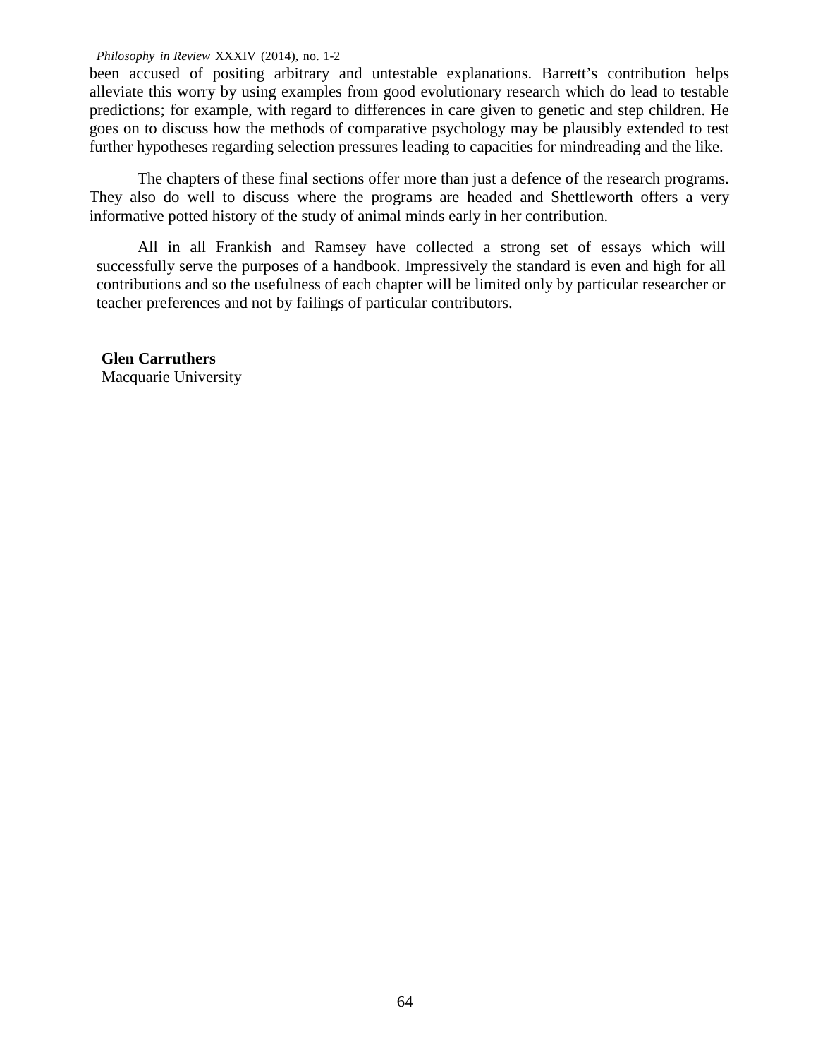been accused of positing arbitrary and untestable explanations. Barrett's contribution helps alleviate this worry by using examples from good evolutionary research which do lead to testable predictions; for example, with regard to differences in care given to genetic and step children. He goes on to discuss how the methods of comparative psychology may be plausibly extended to test further hypotheses regarding selection pressures leading to capacities for mindreading and the like.

The chapters of these final sections offer more than just a defence of the research programs. They also do well to discuss where the programs are headed and Shettleworth offers a very informative potted history of the study of animal minds early in her contribution.

All in all Frankish and Ramsey have collected a strong set of essays which will successfully serve the purposes of a handbook. Impressively the standard is even and high for all contributions and so the usefulness of each chapter will be limited only by particular researcher or teacher preferences and not by failings of particular contributors.

**Glen Carruthers**
Macquarie University